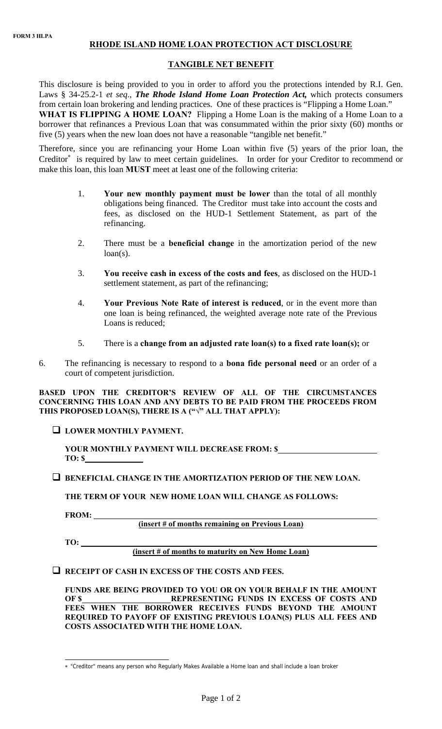FORM 3 HLPA

## RHODE ISLAND HOME LOAN PROTECTION ACT DISCLOSURE

### TANGIBLE NET BENEFIT

This disclosure is being provided to you in order to afford you the protections intended by R.I. Gen. Laws § 34-25.2-1 *et seq*., ***The Rhode Island Home Loan Protection Act,*** which protects consumers from certain loan brokering and lending practices. One of these practices is "Flipping a Home Loan."

**WHAT IS FLIPPING A HOME LOAN?** Flipping a Home Loan is the making of a Home Loan to a borrower that refinances a Previous Loan that was consummated within the prior sixty (60) months or five (5) years when the new loan does not have a reasonable "tangible net benefit."

Therefore, since you are refinancing your Home Loan within five (5) years of the prior loan, the Creditor* is required by law to meet certain guidelines. In order for your Creditor to recommend or make this loan, this loan **MUST** meet at least one of the following criteria:

1. **Your new monthly payment must be lower** than the total of all monthly obligations being financed. The Creditor must take into account the costs and fees, as disclosed on the HUD-1 Settlement Statement, as part of the refinancing.
2. There must be a **beneficial change** in the amortization period of the new loan(s).
3. **You receive cash in excess of the costs and fees**, as disclosed on the HUD-1 settlement statement, as part of the refinancing;
4. **Your Previous Note Rate of interest is reduced**, or in the event more than one loan is being refinanced, the weighted average note rate of the Previous Loans is reduced;
5. There is a **change from an adjusted rate loan(s) to a fixed rate loan(s);** or
6. The refinancing is necessary to respond to a **bona fide personal need** or an order of a court of competent jurisdiction.

**BASED UPON THE CREDITOR'S REVIEW OF ALL OF THE CIRCUMSTANCES CONCERNING THIS LOAN AND ANY DEBTS TO BE PAID FROM THE PROCEEDS FROM THIS PROPOSED LOAN(S), THERE IS A ("√" ALL THAT APPLY):**

☐ **LOWER MONTHLY PAYMENT.**

**YOUR MONTHLY PAYMENT WILL DECREASE FROM: $\_\_\_\_\_\_\_\_\_\_\_\_\_\_\_\_\_\_\_\_**
**TO: $\_\_\_\_\_\_\_\_\_\_\_\_**

☐ **BENEFICIAL CHANGE IN THE AMORTIZATION PERIOD OF THE NEW LOAN.**

**THE TERM OF YOUR NEW HOME LOAN WILL CHANGE AS FOLLOWS:**

**FROM:** \_\_\_\_\_\_\_\_\_\_\_\_\_\_\_\_\_\_\_\_\_\_\_\_\_\_\_\_\_\_\_\_\_\_\_\_\_\_\_\_
**(insert # of months remaining on Previous Loan)**

**TO:** \_\_\_\_\_\_\_\_\_\_\_\_\_\_\_\_\_\_\_\_\_\_\_\_\_\_\_\_\_\_\_\_\_\_\_\_\_\_\_\_
**(insert # of months to maturity on New Home Loan)**

☐ **RECEIPT OF CASH IN EXCESS OF THE COSTS AND FEES.**

**FUNDS ARE BEING PROVIDED TO YOU OR ON YOUR BEHALF IN THE AMOUNT OF $\_\_\_\_\_\_\_\_\_\_\_\_\_\_\_\_\_\_ REPRESENTING FUNDS IN EXCESS OF COSTS AND FEES WHEN THE BORROWER RECEIVES FUNDS BEYOND THE AMOUNT REQUIRED TO PAYOFF OF EXISTING PREVIOUS LOAN(S) PLUS ALL FEES AND COSTS ASSOCIATED WITH THE HOME LOAN.**

---

* "Creditor" means any person who Regularly Makes Available a Home loan and shall include a loan broker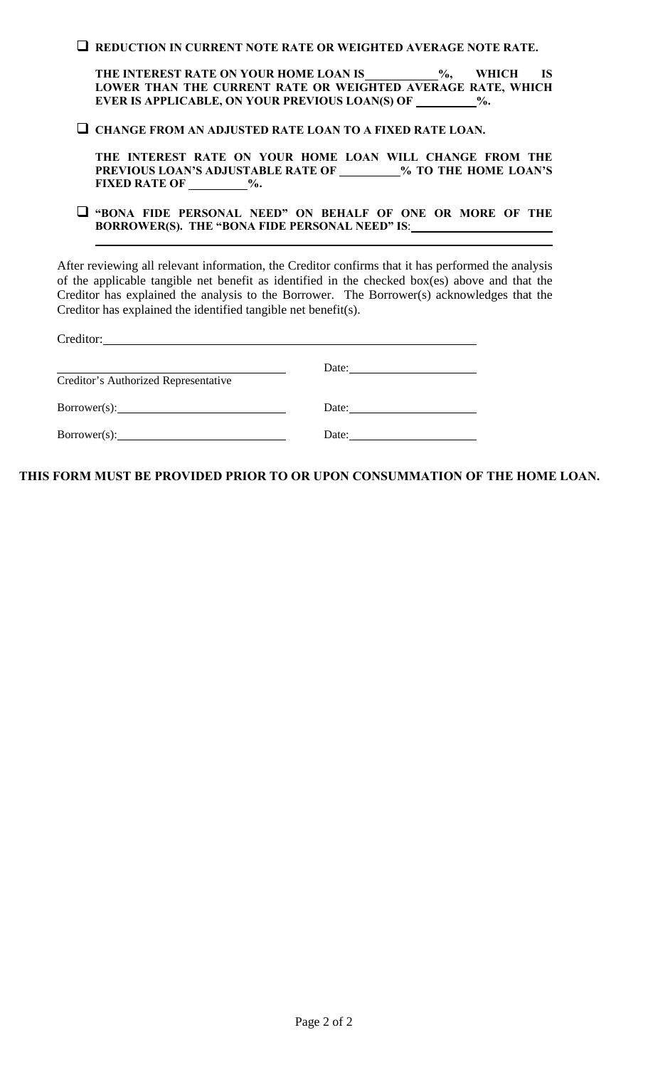☐ **REDUCTION IN CURRENT NOTE RATE OR WEIGHTED AVERAGE NOTE RATE.**

**THE INTEREST RATE ON YOUR HOME LOAN IS ________%, WHICH IS LOWER THAN THE CURRENT RATE OR WEIGHTED AVERAGE RATE, WHICH EVER IS APPLICABLE, ON YOUR PREVIOUS LOAN(S) OF ________%.**

☐ **CHANGE FROM AN ADJUSTED RATE LOAN TO A FIXED RATE LOAN.**

**THE INTEREST RATE ON YOUR HOME LOAN WILL CHANGE FROM THE PREVIOUS LOAN'S ADJUSTABLE RATE OF ________% TO THE HOME LOAN'S FIXED RATE OF ________%.**

☐ **"BONA FIDE PERSONAL NEED" ON BEHALF OF ONE OR MORE OF THE BORROWER(S). THE "BONA FIDE PERSONAL NEED" IS:** ____________________

________________________________________

After reviewing all relevant information, the Creditor confirms that it has performed the analysis of the applicable tangible net benefit as identified in the checked box(es) above and that the Creditor has explained the analysis to the Borrower. The Borrower(s) acknowledges that the Creditor has explained the identified tangible net benefit(s).

Creditor: ________________________________________

________________________________ Date: ____________________
Creditor's Authorized Representative

Borrower(s): ________________________ Date: ____________________

Borrower(s): ________________________ Date: ____________________

**THIS FORM MUST BE PROVIDED PRIOR TO OR UPON CONSUMMATION OF THE HOME LOAN.**